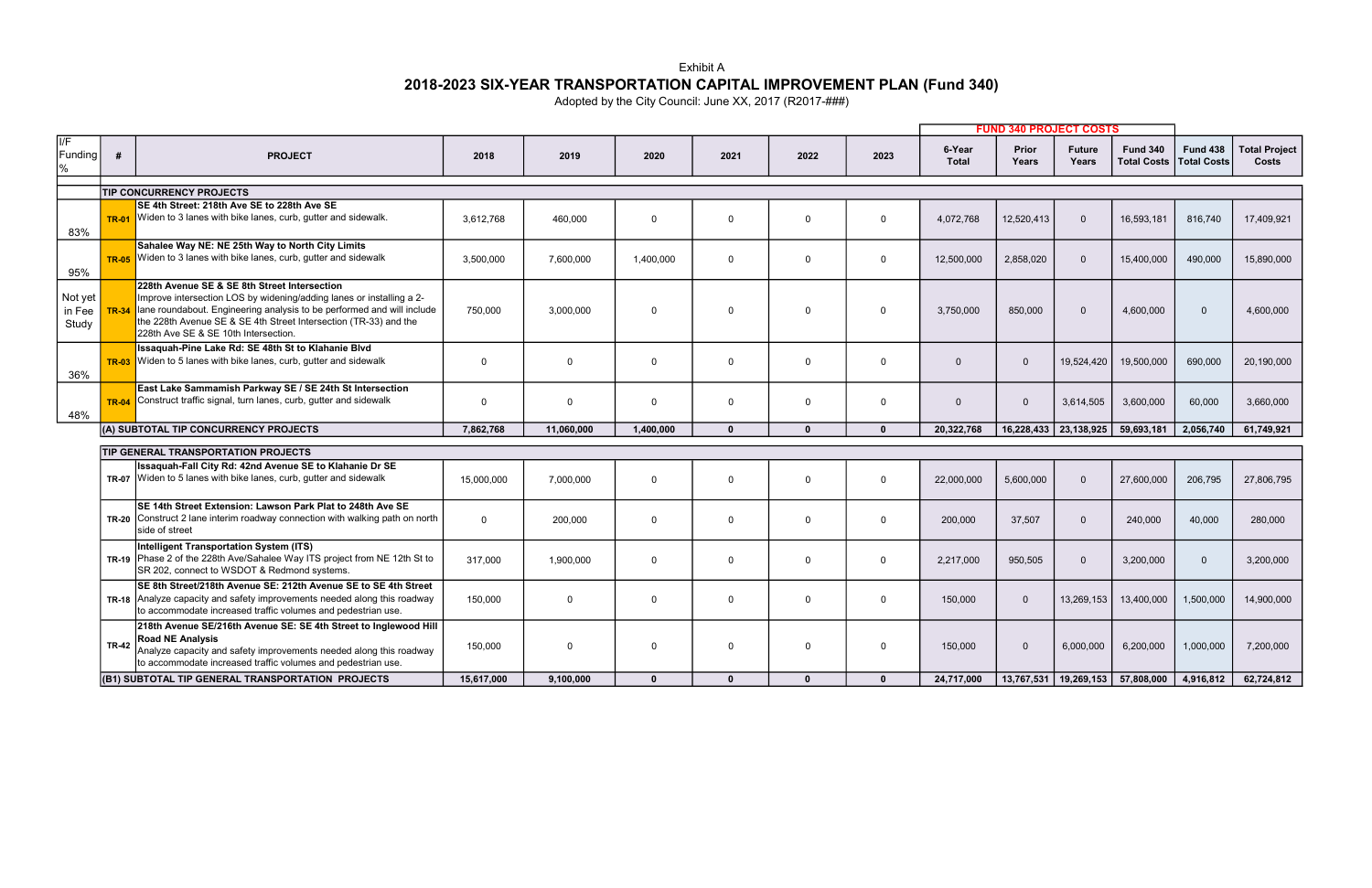Exhibit A

# 2018-2023 SIX-YEAR TRANSPORTATION CAPITAL IMPROVEMENT PLAN (Fund 340)

Adopted by the City Council: June XX, 2017 (R2017-###)

| I/F Funding % | # | PROJECT | 2018 | 2019 | 2020 | 2021 | 2022 | 2023 | FUND 340 PROJECT COSTS 6-Year Total | Prior Years | Future Years | Fund 340 Total Costs | Fund 438 Total Costs | Total Project Costs |
|---|---|---|---|---|---|---|---|---|---|---|---|---|---|---|
| | | **TIP CONCURRENCY PROJECTS** | | | | | | | | | | | | |
| 83% | TR-01 | **SE 4th Street: 218th Ave SE to 228th Ave SE** Widen to 3 lanes with bike lanes, curb, gutter and sidewalk. | 3,612,768 | 460,000 | 0 | 0 | 0 | 0 | 4,072,768 | 12,520,413 | 0 | 16,593,181 | 816,740 | 17,409,921 |
| 95% | TR-05 | **Sahalee Way NE: NE 25th Way to North City Limits** Widen to 3 lanes with bike lanes, curb, gutter and sidewalk | 3,500,000 | 7,600,000 | 1,400,000 | 0 | 0 | 0 | 12,500,000 | 2,858,020 | 0 | 15,400,000 | 490,000 | 15,890,000 |
| Not yet in Fee Study | TR-34 | **228th Avenue SE & SE 8th Street Intersection** Improve intersection LOS by widening/adding lanes or installing a 2-lane roundabout. Engineering analysis to be performed and will include the 228th Avenue SE & SE 4th Street Intersection (TR-33) and the 228th Ave SE & SE 10th Intersection. | 750,000 | 3,000,000 | 0 | 0 | 0 | 0 | 3,750,000 | 850,000 | 0 | 4,600,000 | 0 | 4,600,000 |
| 36% | TR-03 | **Issaquah-Pine Lake Rd: SE 48th St to Klahanie Blvd** Widen to 5 lanes with bike lanes, curb, gutter and sidewalk | 0 | 0 | 0 | 0 | 0 | 0 | 0 | 0 | 19,524,420 | 19,500,000 | 690,000 | 20,190,000 |
| 48% | TR-04 | **East Lake Sammamish Parkway SE / SE 24th St Intersection** Construct traffic signal, turn lanes, curb, gutter and sidewalk | 0 | 0 | 0 | 0 | 0 | 0 | 0 | 0 | 3,614,505 | 3,600,000 | 60,000 | 3,660,000 |
| | | **(A) SUBTOTAL TIP CONCURRENCY PROJECTS** | **7,862,768** | **11,060,000** | **1,400,000** | **0** | **0** | **0** | **20,322,768** | **16,228,433** | **23,138,925** | **59,693,181** | **2,056,740** | **61,749,921** |
| | | **TIP GENERAL TRANSPORTATION PROJECTS** | | | | | | | | | | | | |
| | TR-07 | **Issaquah-Fall City Rd: 42nd Avenue SE to Klahanie Dr SE** Widen to 5 lanes with bike lanes, curb, gutter and sidewalk | 15,000,000 | 7,000,000 | 0 | 0 | 0 | 0 | 22,000,000 | 5,600,000 | 0 | 27,600,000 | 206,795 | 27,806,795 |
| | TR-20 | **SE 14th Street Extension: Lawson Park Plat to 248th Ave SE** Construct 2 lane interim roadway connection with walking path on north side of street | 0 | 200,000 | 0 | 0 | 0 | 0 | 200,000 | 37,507 | 0 | 240,000 | 40,000 | 280,000 |
| | TR-19 | **Intelligent Transportation System (ITS)** Phase 2 of the 228th Ave/Sahalee Way ITS project from NE 12th St to SR 202, connect to WSDOT & Redmond systems. | 317,000 | 1,900,000 | 0 | 0 | 0 | 0 | 2,217,000 | 950,505 | 0 | 3,200,000 | 0 | 3,200,000 |
| | TR-18 | **SE 8th Street/218th Avenue SE: 212th Avenue SE to SE 4th Street** Analyze capacity and safety improvements needed along this roadway to accommodate increased traffic volumes and pedestrian use. | 150,000 | 0 | 0 | 0 | 0 | 0 | 150,000 | 0 | 13,269,153 | 13,400,000 | 1,500,000 | 14,900,000 |
| | TR-42 | **218th Avenue SE/216th Avenue SE: SE 4th Street to Inglewood Hill Road NE Analysis** Analyze capacity and safety improvements needed along this roadway to accommodate increased traffic volumes and pedestrian use. | 150,000 | 0 | 0 | 0 | 0 | 0 | 150,000 | 0 | 6,000,000 | 6,200,000 | 1,000,000 | 7,200,000 |
| | | **(B1) SUBTOTAL TIP GENERAL TRANSPORTATION PROJECTS** | **15,617,000** | **9,100,000** | **0** | **0** | **0** | **0** | **24,717,000** | **13,767,531** | **19,269,153** | **57,808,000** | **4,916,812** | **62,724,812** |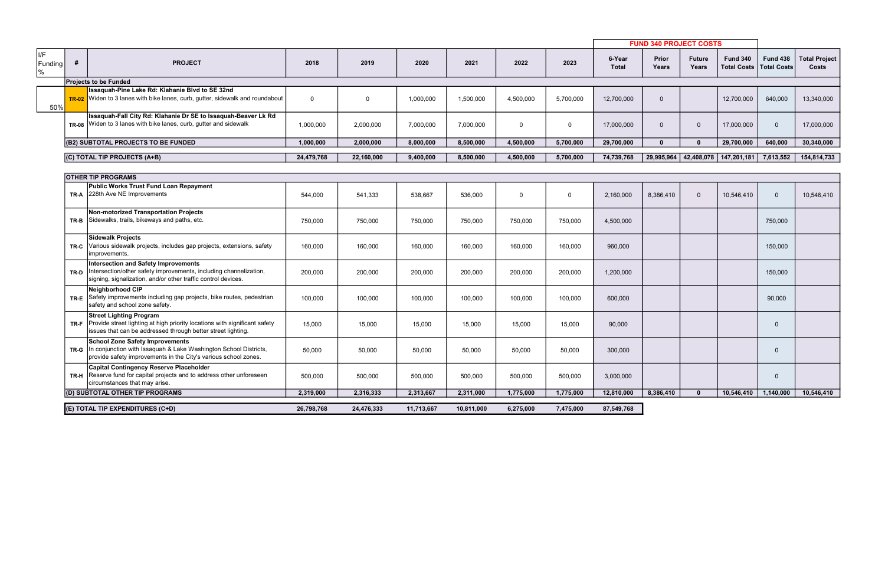| I/F Funding % | # | PROJECT | 2018 | 2019 | 2020 | 2021 | 2022 | 2023 | FUND 340 PROJECT COSTS | | | | | |
|---|---|---|---|---|---|---|---|---|---|---|---|---|---|---|
| | | | | | | | | | 6-Year Total | Prior Years | Future Years | Fund 340 Total Costs | Fund 438 Total Costs | Total Project Costs |
| | **Projects to be Funded** | | | | | | | | | | | | | |
| 50% | TR-02 | **Issaquah-Pine Lake Rd: Klahanie Blvd to SE 32nd** Widen to 3 lanes with bike lanes, curb, gutter, sidewalk and roundabout | 0 | 0 | 1,000,000 | 1,500,000 | 4,500,000 | 5,700,000 | 12,700,000 | 0 | | 12,700,000 | 640,000 | 13,340,000 |
| | TR-08 | **Issaquah-Fall City Rd: Klahanie Dr SE to Issaquah-Beaver Lk Rd** Widen to 3 lanes with bike lanes, curb, gutter and sidewalk | 1,000,000 | 2,000,000 | 7,000,000 | 7,000,000 | 0 | 0 | 17,000,000 | 0 | 0 | 17,000,000 | 0 | 17,000,000 |
| | **(B2) SUBTOTAL PROJECTS TO BE FUNDED** | | **1,000,000** | **2,000,000** | **8,000,000** | **8,500,000** | **4,500,000** | **5,700,000** | **29,700,000** | **0** | **0** | **29,700,000** | **640,000** | **30,340,000** |
| | **(C) TOTAL TIP PROJECTS (A+B)** | | **24,479,768** | **22,160,000** | **9,400,000** | **8,500,000** | **4,500,000** | **5,700,000** | **74,739,768** | **29,995,964** | **42,408,078** | **147,201,181** | **7,613,552** | **154,814,733** |
| | **OTHER TIP PROGRAMS** | | | | | | | | | | | | | |
| | TR-A | **Public Works Trust Fund Loan Repayment** 228th Ave NE Improvements | 544,000 | 541,333 | 538,667 | 536,000 | 0 | 0 | 2,160,000 | 8,386,410 | 0 | 10,546,410 | 0 | 10,546,410 |
| | TR-B | **Non-motorized Transportation Projects** Sidewalks, trails, bikeways and paths, etc. | 750,000 | 750,000 | 750,000 | 750,000 | 750,000 | 750,000 | 4,500,000 | | | | 750,000 | |
| | TR-C | **Sidewalk Projects** Various sidewalk projects, includes gap projects, extensions, safety improvements. | 160,000 | 160,000 | 160,000 | 160,000 | 160,000 | 160,000 | 960,000 | | | | 150,000 | |
| | TR-D | **Intersection and Safety Improvements** Intersection/other safety improvements, including channelization, signing, signalization, and/or other traffic control devices. | 200,000 | 200,000 | 200,000 | 200,000 | 200,000 | 200,000 | 1,200,000 | | | | 150,000 | |
| | TR-E | **Neighborhood CIP** Safety improvements including gap projects, bike routes, pedestrian safety and school zone safety. | 100,000 | 100,000 | 100,000 | 100,000 | 100,000 | 100,000 | 600,000 | | | | 90,000 | |
| | TR-F | **Street Lighting Program** Provide street lighting at high priority locations with significant safety issues that can be addressed through better street lighting. | 15,000 | 15,000 | 15,000 | 15,000 | 15,000 | 15,000 | 90,000 | | | | 0 | |
| | TR-G | **School Zone Safety Improvements** In conjunction with Issaquah & Lake Washington School Districts, provide safety improvements in the City's various school zones. | 50,000 | 50,000 | 50,000 | 50,000 | 50,000 | 50,000 | 300,000 | | | | 0 | |
| | TR-H | **Capital Contingency Reserve Placeholder** Reserve fund for capital projects and to address other unforeseen circumstances that may arise. | 500,000 | 500,000 | 500,000 | 500,000 | 500,000 | 500,000 | 3,000,000 | | | | 0 | |
| | **(D) SUBTOTAL OTHER TIP PROGRAMS** | | **2,319,000** | **2,316,333** | **2,313,667** | **2,311,000** | **1,775,000** | **1,775,000** | **12,810,000** | **8,386,410** | **0** | **10,546,410** | **1,140,000** | **10,546,410** |
| | **(E) TOTAL TIP EXPENDITURES (C+D)** | | **26,798,768** | **24,476,333** | **11,713,667** | **10,811,000** | **6,275,000** | **7,475,000** | **87,549,768** | | | | | |